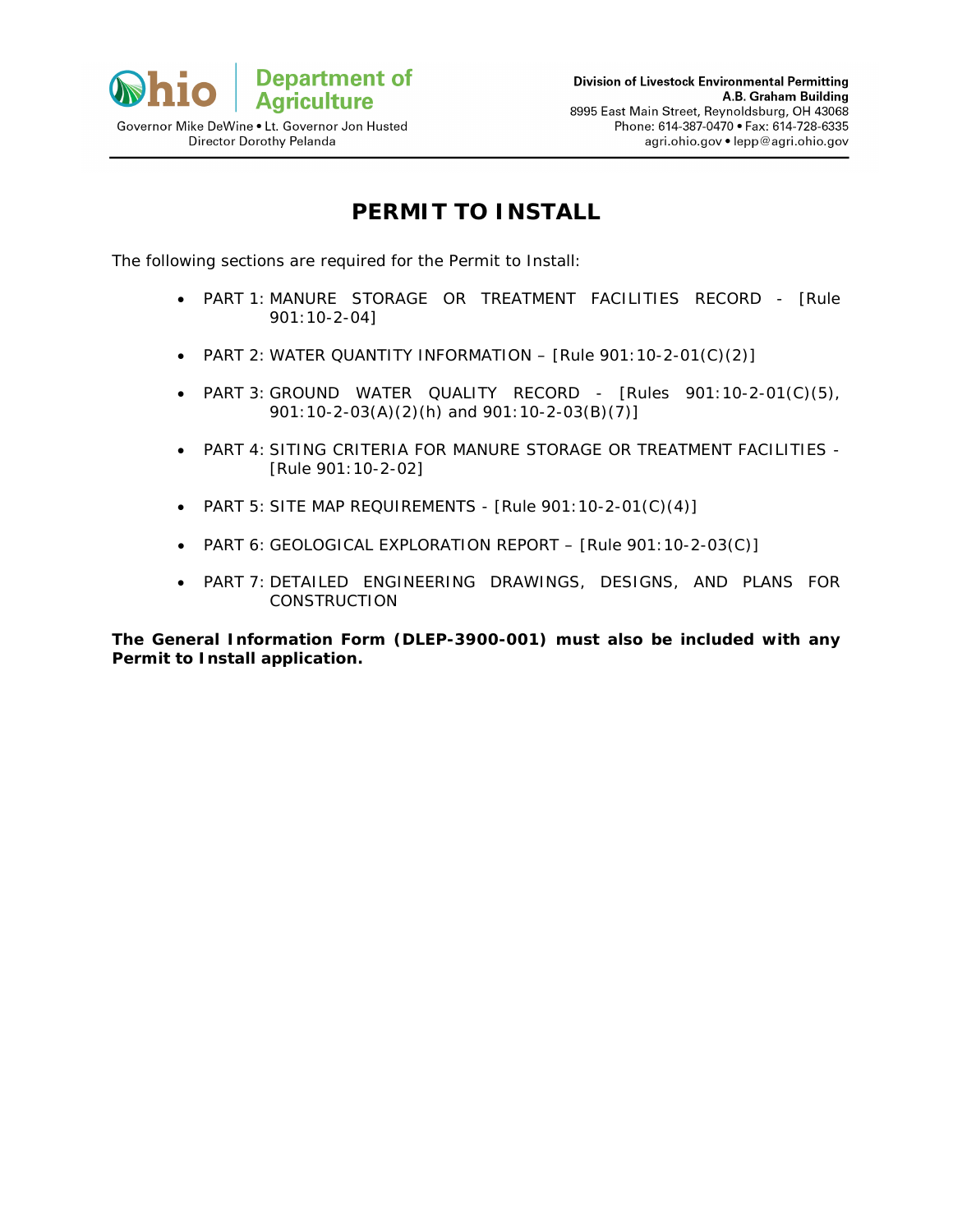Ohio Department of Agriculture

Governor Mike DeWine • Lt. Governor Jon Husted
Director Dorothy Pelanda

**Division of Livestock Environmental Permitting**
**A.B. Graham Building**
8995 East Main Street, Reynoldsburg, OH 43068
Phone: 614-387-0470 • Fax: 614-728-6335
agri.ohio.gov • lepp@agri.ohio.gov

# PERMIT TO INSTALL

The following sections are required for the Permit to Install:

- PART 1: MANURE STORAGE OR TREATMENT FACILITIES RECORD - [Rule 901:10-2-04]
- PART 2: WATER QUANTITY INFORMATION – [Rule 901:10-2-01(C)(2)]
- PART 3: GROUND WATER QUALITY RECORD - [Rules 901:10-2-01(C)(5), 901:10-2-03(A)(2)(h) and 901:10-2-03(B)(7)]
- PART 4: SITING CRITERIA FOR MANURE STORAGE OR TREATMENT FACILITIES - [Rule 901:10-2-02]
- PART 5: SITE MAP REQUIREMENTS - [Rule 901:10-2-01(C)(4)]
- PART 6: GEOLOGICAL EXPLORATION REPORT – [Rule 901:10-2-03(C)]
- PART 7: DETAILED ENGINEERING DRAWINGS, DESIGNS, AND PLANS FOR CONSTRUCTION

**The General Information Form (DLEP-3900-001) must also be included with any Permit to Install application.**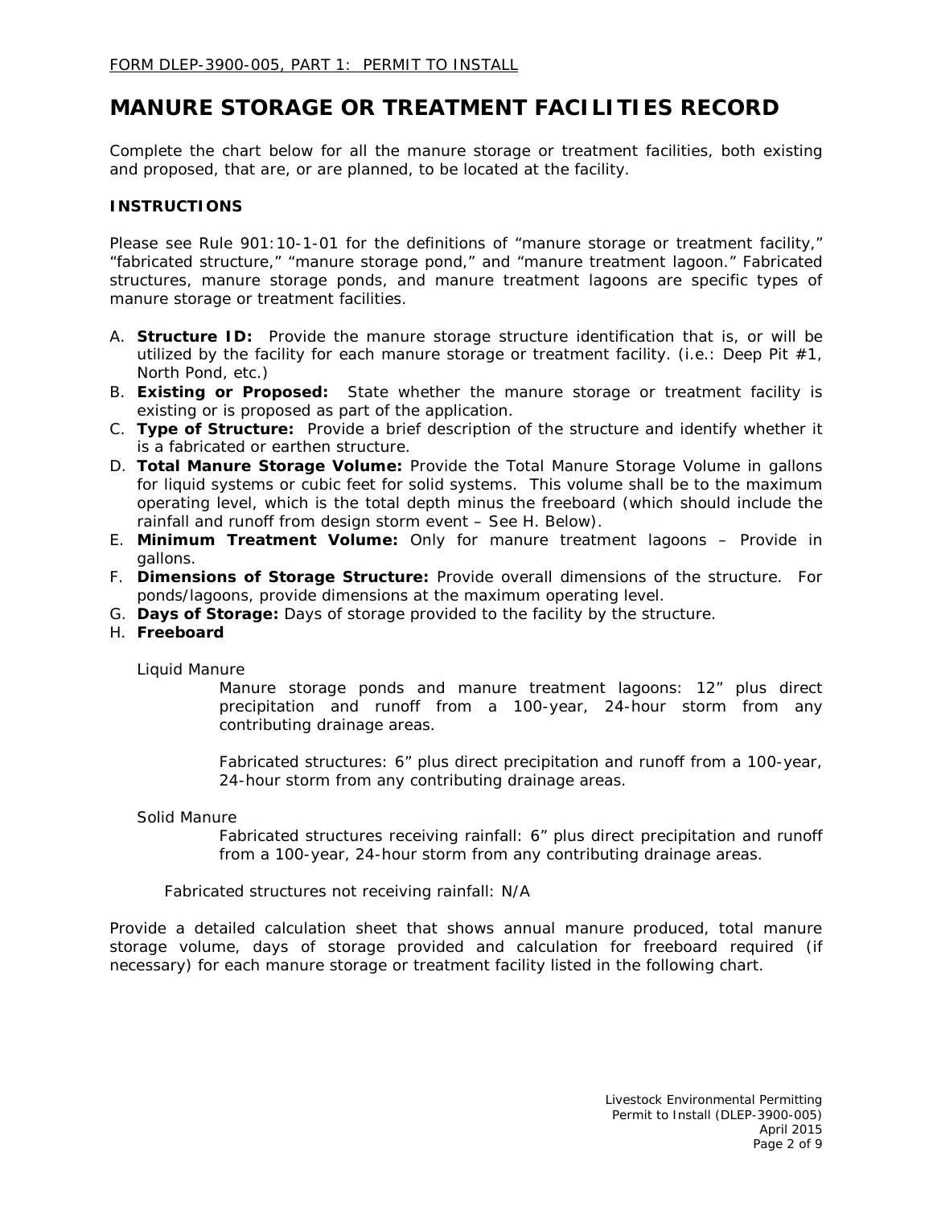FORM DLEP-3900-005, PART 1: PERMIT TO INSTALL

# MANURE STORAGE OR TREATMENT FACILITIES RECORD

Complete the chart below for all the manure storage or treatment facilities, both existing and proposed, that are, or are planned, to be located at the facility.

## INSTRUCTIONS

Please see Rule 901:10-1-01 for the definitions of "manure storage or treatment facility," "fabricated structure," "manure storage pond," and "manure treatment lagoon." Fabricated structures, manure storage ponds, and manure treatment lagoons are specific types of manure storage or treatment facilities.

A. **Structure ID:** Provide the manure storage structure identification that is, or will be utilized by the facility for each manure storage or treatment facility. (i.e.: Deep Pit #1, North Pond, etc.)
B. **Existing or Proposed:** State whether the manure storage or treatment facility is existing or is proposed as part of the application.
C. **Type of Structure:** Provide a brief description of the structure and identify whether it is a fabricated or earthen structure.
D. **Total Manure Storage Volume:** Provide the Total Manure Storage Volume in gallons for liquid systems or cubic feet for solid systems. This volume shall be to the maximum operating level, which is the total depth minus the freeboard (which should include the rainfall and runoff from design storm event – See H. Below).
E. **Minimum Treatment Volume:** Only for manure treatment lagoons – Provide in gallons.
F. **Dimensions of Storage Structure:** Provide overall dimensions of the structure. For ponds/lagoons, provide dimensions at the maximum operating level.
G. **Days of Storage:** Days of storage provided to the facility by the structure.
H. **Freeboard**

Liquid Manure

Manure storage ponds and manure treatment lagoons: 12" plus direct precipitation and runoff from a 100-year, 24-hour storm from any contributing drainage areas.

Fabricated structures: 6" plus direct precipitation and runoff from a 100-year, 24-hour storm from any contributing drainage areas.

Solid Manure

Fabricated structures receiving rainfall: 6" plus direct precipitation and runoff from a 100-year, 24-hour storm from any contributing drainage areas.

Fabricated structures not receiving rainfall: N/A

Provide a detailed calculation sheet that shows annual manure produced, total manure storage volume, days of storage provided and calculation for freeboard required (if necessary) for each manure storage or treatment facility listed in the following chart.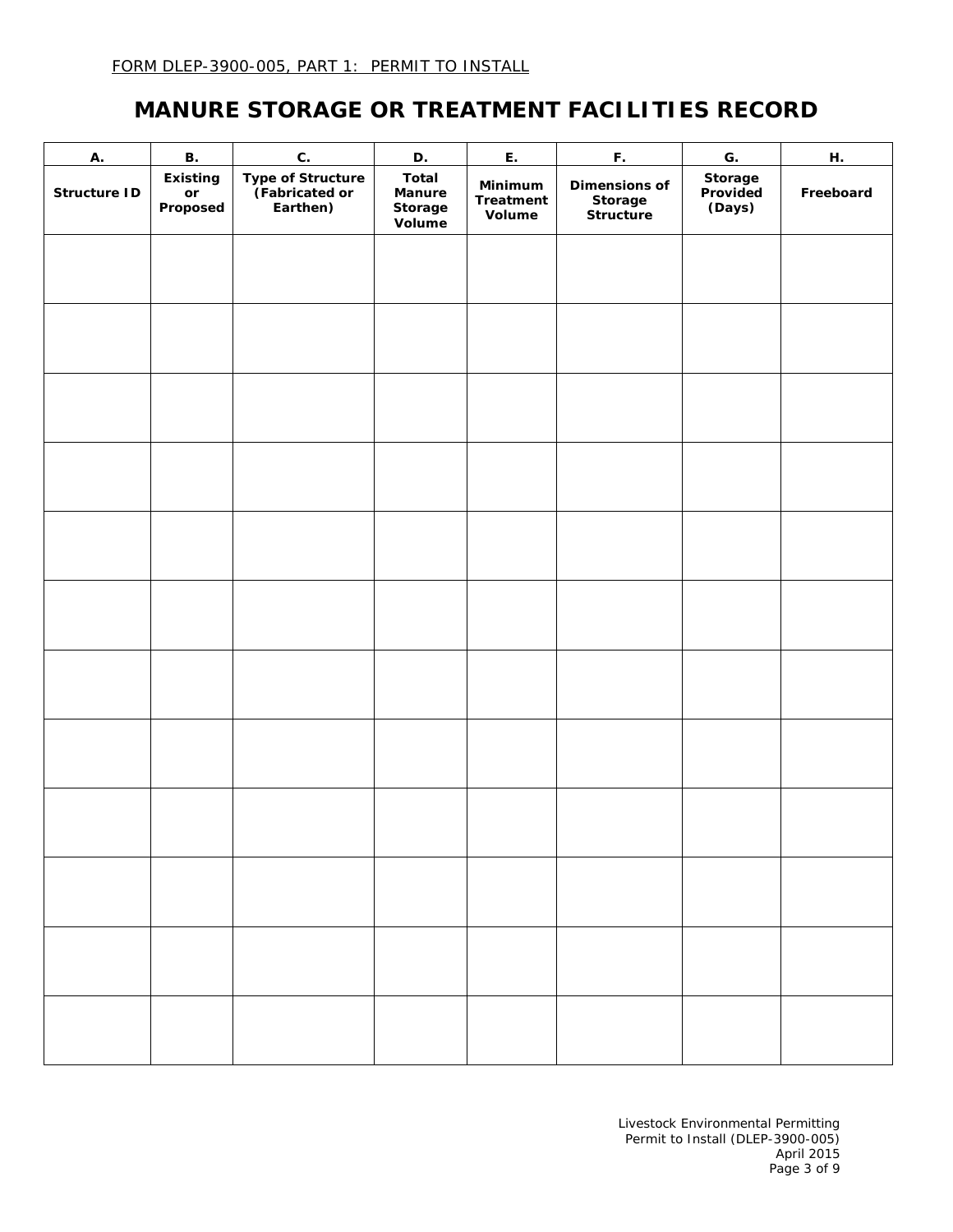FORM DLEP-3900-005, PART 1: PERMIT TO INSTALL

# MANURE STORAGE OR TREATMENT FACILITIES RECORD

| A. | B. | C. | D. | E. | F. | G. | H. |
|---|---|---|---|---|---|---|---|
| Structure ID | Existing or Proposed | Type of Structure (Fabricated or Earthen) | Total Manure Storage Volume | Minimum Treatment Volume | Dimensions of Storage Structure | Storage Provided (Days) | Freeboard |
| | | | | | | | |
| | | | | | | | |
| | | | | | | | |
| | | | | | | | |
| | | | | | | | |
| | | | | | | | |
| | | | | | | | |
| | | | | | | | |
| | | | | | | | |
| | | | | | | | |
| | | | | | | | |
| | | | | | | | |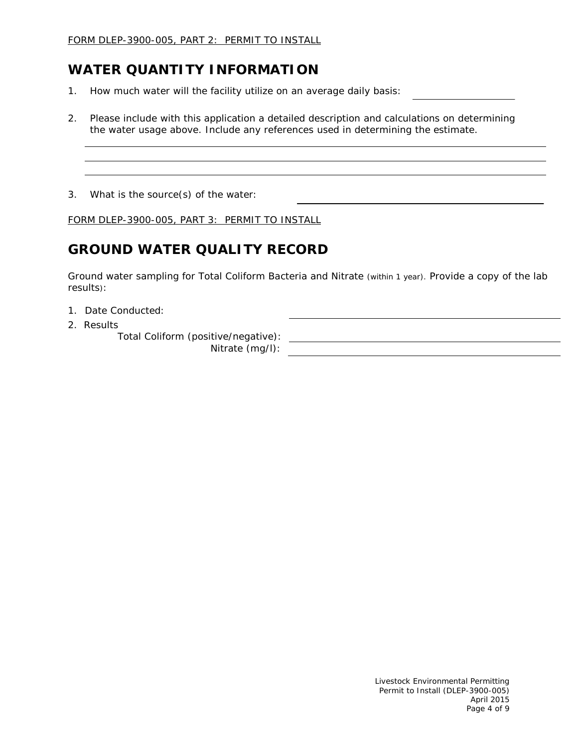<u>FORM DLEP-3900-005, PART 2: PERMIT TO INSTALL</u>

# WATER QUANTITY INFORMATION

1. How much water will the facility utilize on an average daily basis: \_\_\_\_\_\_\_\_\_\_\_\_\_\_\_\_\_\_\_\_

2. Please include with this application a detailed description and calculations on determining the water usage above. Include any references used in determining the estimate.

\_\_\_\_\_\_\_\_\_\_\_\_\_\_\_\_\_\_\_\_\_\_\_\_\_\_\_\_\_\_\_\_\_\_\_\_\_\_\_\_\_\_\_\_\_\_\_\_\_\_\_\_\_\_\_\_\_\_\_\_\_\_\_\_\_\_\_\_\_\_\_\_\_\_\_\_\_\_

\_\_\_\_\_\_\_\_\_\_\_\_\_\_\_\_\_\_\_\_\_\_\_\_\_\_\_\_\_\_\_\_\_\_\_\_\_\_\_\_\_\_\_\_\_\_\_\_\_\_\_\_\_\_\_\_\_\_\_\_\_\_\_\_\_\_\_\_\_\_\_\_\_\_\_\_\_\_

\_\_\_\_\_\_\_\_\_\_\_\_\_\_\_\_\_\_\_\_\_\_\_\_\_\_\_\_\_\_\_\_\_\_\_\_\_\_\_\_\_\_\_\_\_\_\_\_\_\_\_\_\_\_\_\_\_\_\_\_\_\_\_\_\_\_\_\_\_\_\_\_\_\_\_\_\_\_

3. What is the source(s) of the water: \_\_\_\_\_\_\_\_\_\_\_\_\_\_\_\_\_\_\_\_\_\_\_\_\_\_\_\_\_\_\_\_\_\_\_\_\_\_\_\_\_\_\_\_

<u>FORM DLEP-3900-005, PART 3: PERMIT TO INSTALL</u>

# GROUND WATER QUALITY RECORD

Ground water sampling for Total Coliform Bacteria and Nitrate (within 1 year). Provide a copy of the lab results):

1. Date Conducted: \_\_\_\_\_\_\_\_\_\_\_\_\_\_\_\_\_\_\_\_\_\_\_\_\_\_\_\_\_\_\_\_\_\_\_\_\_\_\_\_\_\_\_\_
2. Results
   - Total Coliform (positive/negative): \_\_\_\_\_\_\_\_\_\_\_\_\_\_\_\_\_\_\_\_\_\_\_\_\_\_\_\_\_\_\_\_\_\_\_\_\_\_\_\_\_\_\_\_
   - Nitrate (mg/l): \_\_\_\_\_\_\_\_\_\_\_\_\_\_\_\_\_\_\_\_\_\_\_\_\_\_\_\_\_\_\_\_\_\_\_\_\_\_\_\_\_\_\_\_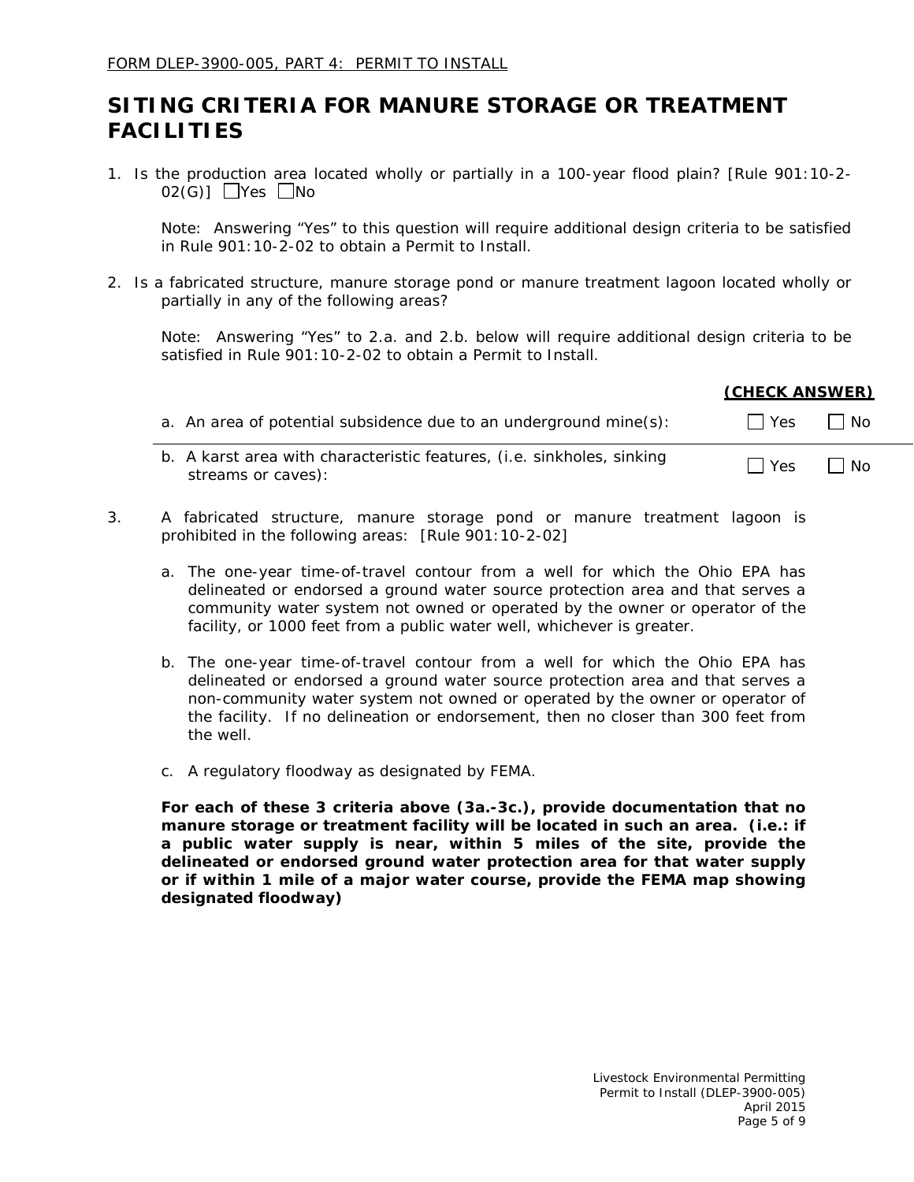FORM DLEP-3900-005, PART 4: PERMIT TO INSTALL

# SITING CRITERIA FOR MANURE STORAGE OR TREATMENT FACILITIES

1. Is the production area located wholly or partially in a 100-year flood plain? [Rule 901:10-2-02(G)] ☐Yes ☐No

   Note: Answering "Yes" to this question will require additional design criteria to be satisfied in Rule 901:10-2-02 to obtain a Permit to Install.

2. Is a fabricated structure, manure storage pond or manure treatment lagoon located wholly or partially in any of the following areas?

   Note: Answering "Yes" to 2.a. and 2.b. below will require additional design criteria to be satisfied in Rule 901:10-2-02 to obtain a Permit to Install.

| | **(CHECK ANSWER)** | |
|---|---|---|
| a. An area of potential subsidence due to an underground mine(s): | ☐ Yes | ☐ No |
| b. A karst area with characteristic features, (i.e. sinkholes, sinking streams or caves): | ☐ Yes | ☐ No |

3. A fabricated structure, manure storage pond or manure treatment lagoon is prohibited in the following areas: [Rule 901:10-2-02]

   a. The one-year time-of-travel contour from a well for which the Ohio EPA has delineated or endorsed a ground water source protection area and that serves a community water system not owned or operated by the owner or operator of the facility, or 1000 feet from a public water well, whichever is greater.

   b. The one-year time-of-travel contour from a well for which the Ohio EPA has delineated or endorsed a ground water source protection area and that serves a non-community water system not owned or operated by the owner or operator of the facility. If no delineation or endorsement, then no closer than 300 feet from the well.

   c. A regulatory floodway as designated by FEMA.

   **For each of these 3 criteria above (3a.-3c.), provide documentation that no manure storage or treatment facility will be located in such an area. (i.e.: if a public water supply is near, within 5 miles of the site, provide the delineated or endorsed ground water protection area for that water supply or if within 1 mile of a major water course, provide the FEMA map showing designated floodway)**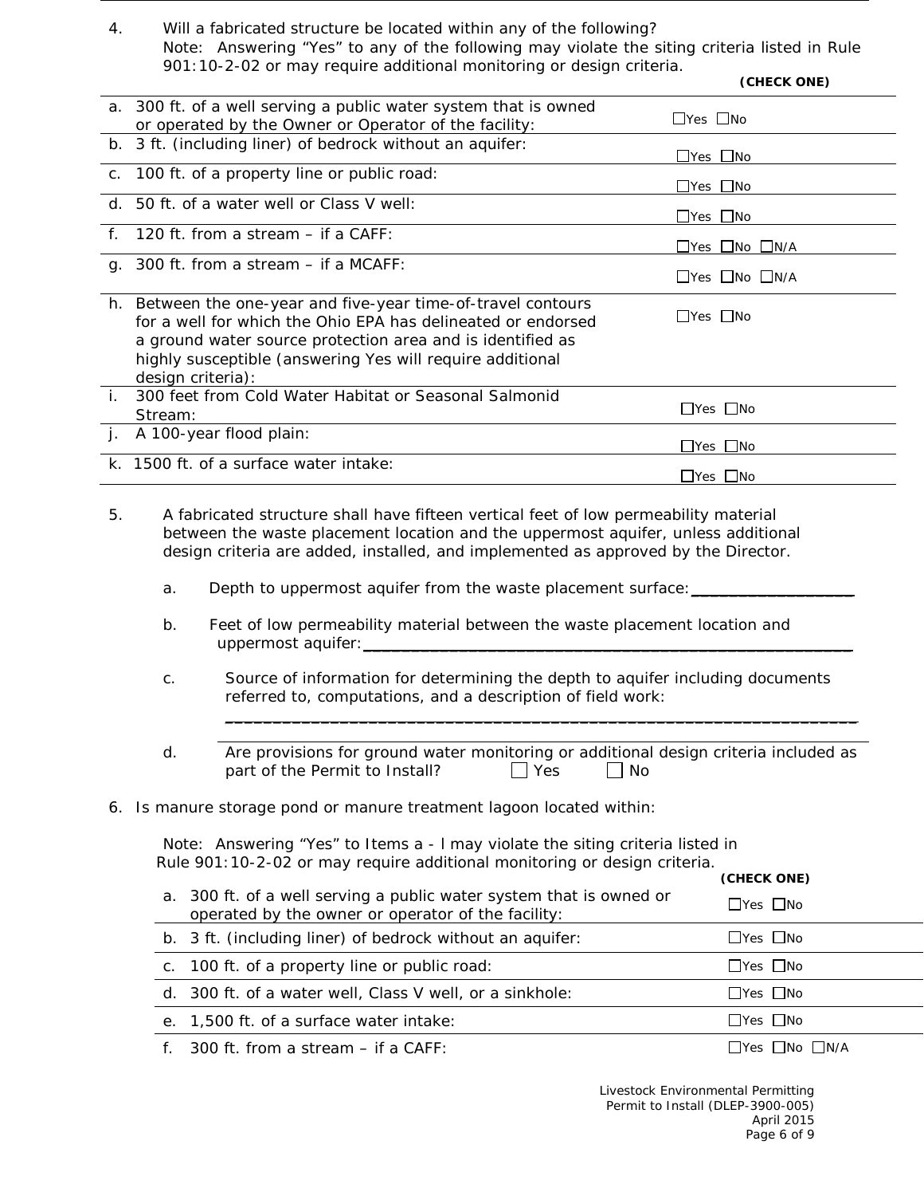4. Will a fabricated structure be located within any of the following?
Note: Answering "Yes" to any of the following may violate the siting criteria listed in Rule 901:10-2-02 or may require additional monitoring or design criteria.

| | (CHECK ONE) |
|---|---|
| a. 300 ft. of a well serving a public water system that is owned or operated by the Owner or Operator of the facility: | ☐Yes ☐No |
| b. 3 ft. (including liner) of bedrock without an aquifer: | ☐Yes ☐No |
| c. 100 ft. of a property line or public road: | ☐Yes ☐No |
| d. 50 ft. of a water well or Class V well: | ☐Yes ☐No |
| f. 120 ft. from a stream – if a CAFF: | ☐Yes ☐No ☐N/A |
| g. 300 ft. from a stream – if a MCAFF: | ☐Yes ☐No ☐N/A |
| h. Between the one-year and five-year time-of-travel contours for a well for which the Ohio EPA has delineated or endorsed a ground water source protection area and is identified as highly susceptible (answering Yes will require additional design criteria): | ☐Yes ☐No |
| i. 300 feet from Cold Water Habitat or Seasonal Salmonid Stream: | ☐Yes ☐No |
| j. A 100-year flood plain: | ☐Yes ☐No |
| k. 1500 ft. of a surface water intake: | ☐Yes ☐No |

5. A fabricated structure shall have fifteen vertical feet of low permeability material between the waste placement location and the uppermost aquifer, unless additional design criteria are added, installed, and implemented as approved by the Director.

   a. Depth to uppermost aquifer from the waste placement surface:___________________

   b. Feet of low permeability material between the waste placement location and uppermost aquifer:_________________________________________________________

   c. Source of information for determining the depth to aquifer including documents referred to, computations, and a description of field work:
   ______________________________________________________________________

   d. Are provisions for ground water monitoring or additional design criteria included as part of the Permit to Install? ☐ Yes ☐ No

6. Is manure storage pond or manure treatment lagoon located within:

   Note: Answering "Yes" to Items a - l may violate the siting criteria listed in Rule 901:10-2-02 or may require additional monitoring or design criteria.

| | (CHECK ONE) |
|---|---|
| a. 300 ft. of a well serving a public water system that is owned or operated by the owner or operator of the facility: | ☐Yes ☐No |
| b. 3 ft. (including liner) of bedrock without an aquifer: | ☐Yes ☐No |
| c. 100 ft. of a property line or public road: | ☐Yes ☐No |
| d. 300 ft. of a water well, Class V well, or a sinkhole: | ☐Yes ☐No |
| e. 1,500 ft. of a surface water intake: | ☐Yes ☐No |
| f. 300 ft. from a stream – if a CAFF: | ☐Yes ☐No ☐N/A |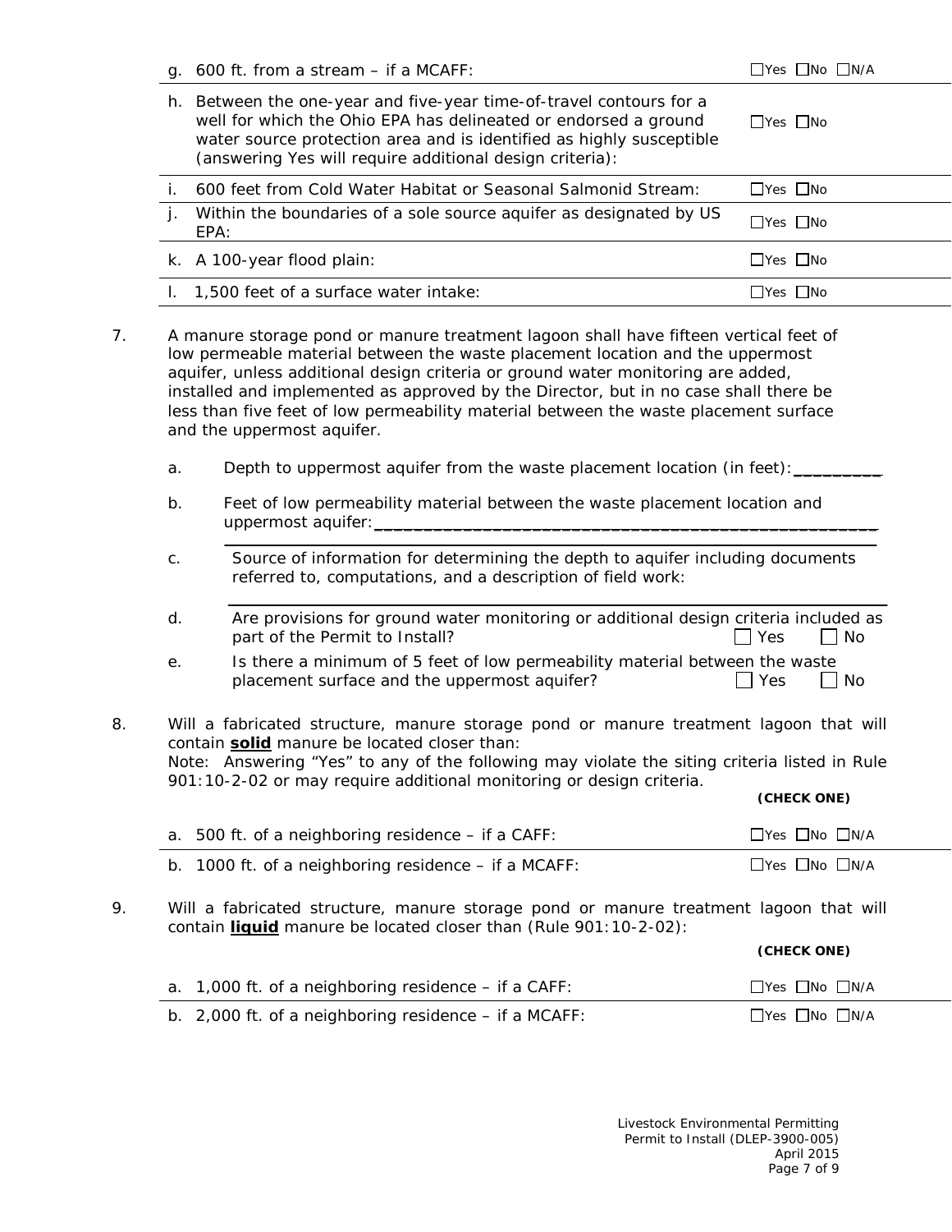| | |
|---|---|
| g. 600 ft. from a stream – if a MCAFF: | ☐Yes ☐No ☐N/A |
| h. Between the one-year and five-year time-of-travel contours for a well for which the Ohio EPA has delineated or endorsed a ground water source protection area and is identified as highly susceptible (answering Yes will require additional design criteria): | ☐Yes ☐No |
| i. 600 feet from Cold Water Habitat or Seasonal Salmonid Stream: | ☐Yes ☐No |
| j. Within the boundaries of a sole source aquifer as designated by US EPA: | ☐Yes ☐No |
| k. A 100-year flood plain: | ☐Yes ☐No |
| l. 1,500 feet of a surface water intake: | ☐Yes ☐No |

7. A manure storage pond or manure treatment lagoon shall have fifteen vertical feet of low permeable material between the waste placement location and the uppermost aquifer, unless additional design criteria or ground water monitoring are added, installed and implemented as approved by the Director, but in no case shall there be less than five feet of low permeability material between the waste placement surface and the uppermost aquifer.

   a. Depth to uppermost aquifer from the waste placement location (in feet): __________

   b. Feet of low permeability material between the waste placement location and uppermost aquifer: ______________________________________________________

   c. Source of information for determining the depth to aquifer including documents referred to, computations, and a description of field work:

   ______________________________________________________

   d. Are provisions for ground water monitoring or additional design criteria included as part of the Permit to Install? ☐ Yes ☐ No

   e. Is there a minimum of 5 feet of low permeability material between the waste placement surface and the uppermost aquifer? ☐ Yes ☐ No

8. Will a fabricated structure, manure storage pond or manure treatment lagoon that will contain **solid** manure be located closer than:
   Note: Answering "Yes" to any of the following may violate the siting criteria listed in Rule 901:10-2-02 or may require additional monitoring or design criteria.

| | **(CHECK ONE)** |
|---|---|
| a. 500 ft. of a neighboring residence – if a CAFF: | ☐Yes ☐No ☐N/A |
| b. 1000 ft. of a neighboring residence – if a MCAFF: | ☐Yes ☐No ☐N/A |

9. Will a fabricated structure, manure storage pond or manure treatment lagoon that will contain **liquid** manure be located closer than (Rule 901:10-2-02):

| | **(CHECK ONE)** |
|---|---|
| a. 1,000 ft. of a neighboring residence – if a CAFF: | ☐Yes ☐No ☐N/A |
| b. 2,000 ft. of a neighboring residence – if a MCAFF: | ☐Yes ☐No ☐N/A |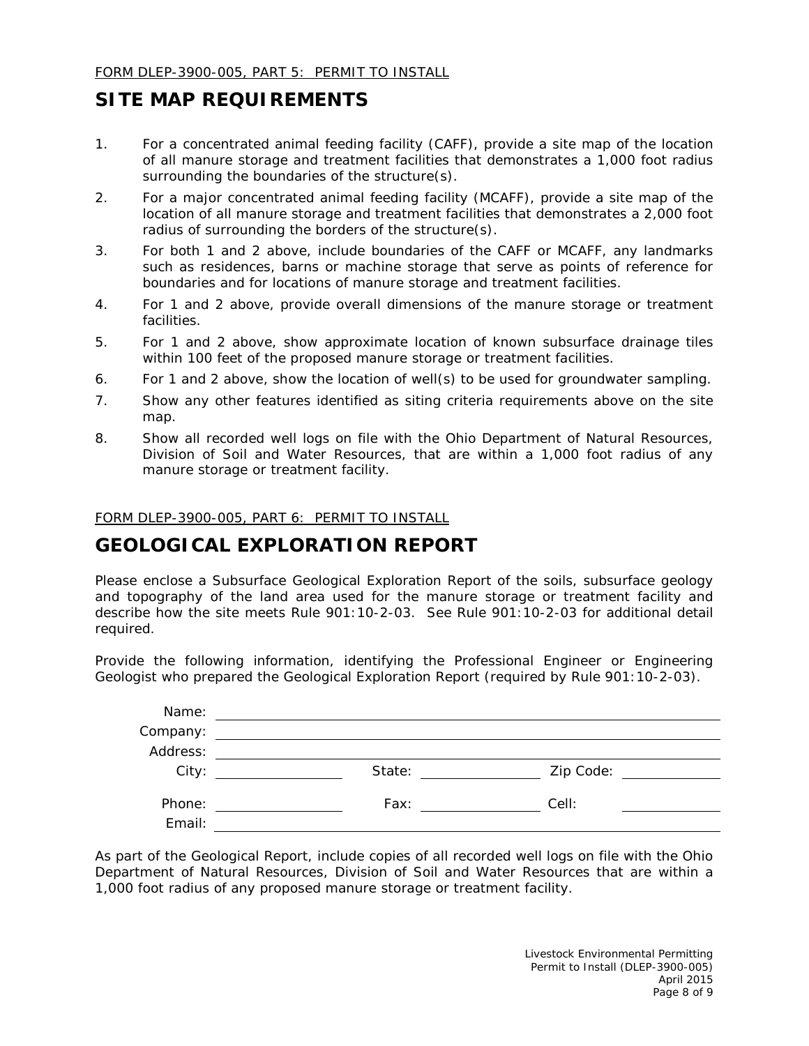FORM DLEP-3900-005, PART 5: PERMIT TO INSTALL

# SITE MAP REQUIREMENTS

1. For a concentrated animal feeding facility (CAFF), provide a site map of the location of all manure storage and treatment facilities that demonstrates a 1,000 foot radius surrounding the boundaries of the structure(s).
2. For a major concentrated animal feeding facility (MCAFF), provide a site map of the location of all manure storage and treatment facilities that demonstrates a 2,000 foot radius of surrounding the borders of the structure(s).
3. For both 1 and 2 above, include boundaries of the CAFF or MCAFF, any landmarks such as residences, barns or machine storage that serve as points of reference for boundaries and for locations of manure storage and treatment facilities.
4. For 1 and 2 above, provide overall dimensions of the manure storage or treatment facilities.
5. For 1 and 2 above, show approximate location of known subsurface drainage tiles within 100 feet of the proposed manure storage or treatment facilities.
6. For 1 and 2 above, show the location of well(s) to be used for groundwater sampling.
7. Show any other features identified as siting criteria requirements above on the site map.
8. Show all recorded well logs on file with the Ohio Department of Natural Resources, Division of Soil and Water Resources, that are within a 1,000 foot radius of any manure storage or treatment facility.

FORM DLEP-3900-005, PART 6: PERMIT TO INSTALL

# GEOLOGICAL EXPLORATION REPORT

Please enclose a Subsurface Geological Exploration Report of the soils, subsurface geology and topography of the land area used for the manure storage or treatment facility and describe how the site meets Rule 901:10-2-03. See Rule 901:10-2-03 for additional detail required.

Provide the following information, identifying the Professional Engineer or Engineering Geologist who prepared the Geological Exploration Report (required by Rule 901:10-2-03).

Name: ____________________

Company: ____________________

Address: ____________________

City: __________ State: __________ Zip Code: __________

Phone: __________ Fax: __________ Cell: __________

Email: ____________________

As part of the Geological Report, include copies of all recorded well logs on file with the Ohio Department of Natural Resources, Division of Soil and Water Resources that are within a 1,000 foot radius of any proposed manure storage or treatment facility.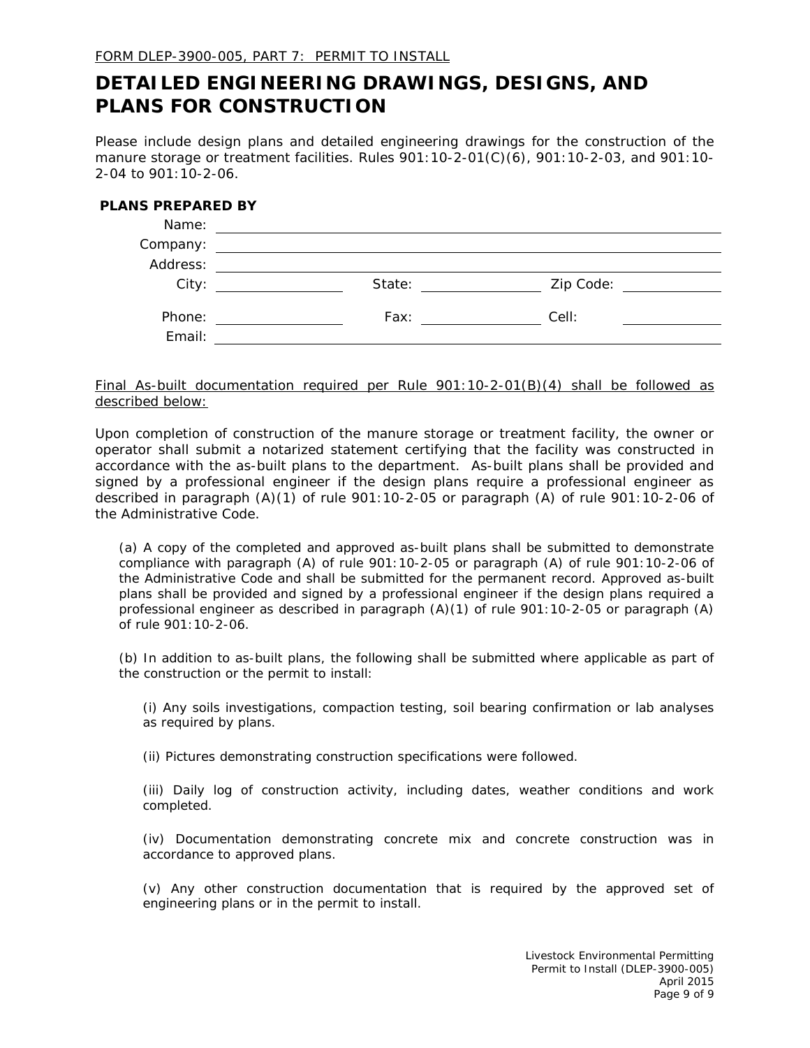FORM DLEP-3900-005, PART 7: PERMIT TO INSTALL

# DETAILED ENGINEERING DRAWINGS, DESIGNS, AND PLANS FOR CONSTRUCTION

Please include design plans and detailed engineering drawings for the construction of the manure storage or treatment facilities. Rules 901:10-2-01(C)(6), 901:10-2-03, and 901:10-2-04 to 901:10-2-06.

**PLANS PREPARED BY**

Name: \_\_\_\_\_\_\_\_\_\_\_\_\_\_\_\_\_\_\_\_\_\_\_\_\_\_\_\_\_\_

Company: \_\_\_\_\_\_\_\_\_\_\_\_\_\_\_\_\_\_\_\_\_\_\_\_\_\_\_\_\_\_

Address: \_\_\_\_\_\_\_\_\_\_\_\_\_\_\_\_\_\_\_\_\_\_\_\_\_\_\_\_\_\_

City: \_\_\_\_\_\_\_\_\_\_ State: \_\_\_\_\_\_\_\_\_\_ Zip Code: \_\_\_\_\_\_\_\_\_\_

Phone: \_\_\_\_\_\_\_\_\_\_ Fax: \_\_\_\_\_\_\_\_\_\_ Cell: \_\_\_\_\_\_\_\_\_\_

Email: \_\_\_\_\_\_\_\_\_\_\_\_\_\_\_\_\_\_\_\_\_\_\_\_\_\_\_\_\_\_

Final As-built documentation required per Rule 901:10-2-01(B)(4) shall be followed as described below:

Upon completion of construction of the manure storage or treatment facility, the owner or operator shall submit a notarized statement certifying that the facility was constructed in accordance with the as-built plans to the department. As-built plans shall be provided and signed by a professional engineer if the design plans require a professional engineer as described in paragraph (A)(1) of rule 901:10-2-05 or paragraph (A) of rule 901:10-2-06 of the Administrative Code.

(a) A copy of the completed and approved as-built plans shall be submitted to demonstrate compliance with paragraph (A) of rule 901:10-2-05 or paragraph (A) of rule 901:10-2-06 of the Administrative Code and shall be submitted for the permanent record. Approved as-built plans shall be provided and signed by a professional engineer if the design plans required a professional engineer as described in paragraph (A)(1) of rule 901:10-2-05 or paragraph (A) of rule 901:10-2-06.

(b) In addition to as-built plans, the following shall be submitted where applicable as part of the construction or the permit to install:

(i) Any soils investigations, compaction testing, soil bearing confirmation or lab analyses as required by plans.

(ii) Pictures demonstrating construction specifications were followed.

(iii) Daily log of construction activity, including dates, weather conditions and work completed.

(iv) Documentation demonstrating concrete mix and concrete construction was in accordance to approved plans.

(v) Any other construction documentation that is required by the approved set of engineering plans or in the permit to install.